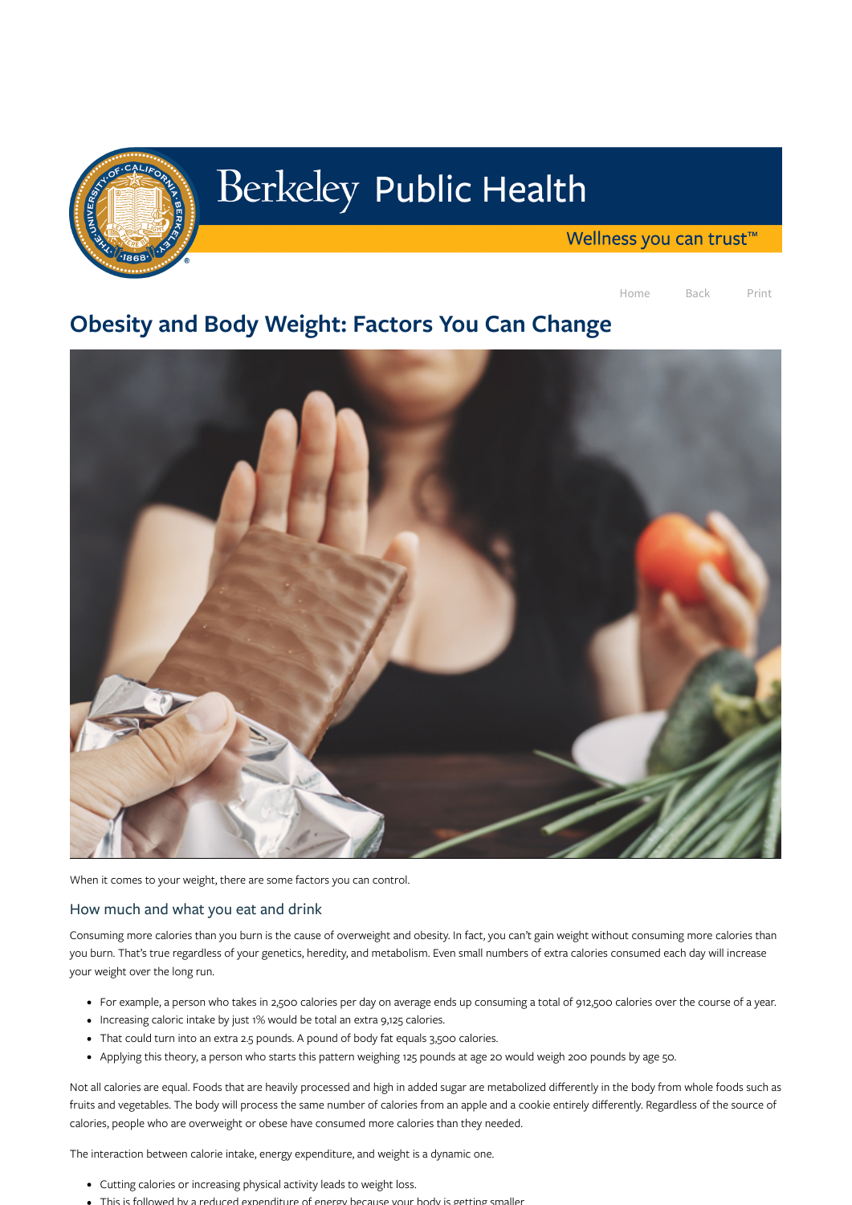# Berkeley Public Health

Wellness you can trust™

Home Back Print

## Obesity and Body Weight: Factors You Can Change

When it comes to your weight, there are some factors you can control.

### How much and what you eat and drink

Consuming more calories than you burn is the cause of overweight and obesity. In fact, you can't gain weight without consuming more calories than you burn. That's true regardless of your genetics, heredity, and metabolism. Even small numbers of extra calories consumed each day will increase your weight over the long run.

- For example, a person who takes in 2,500 calories per day on average ends up consuming a total of 912,500 calories over the course of a year.
- Increasing caloric intake by just 1% would be total an extra 9,125 calories.
- That could turn into an extra 2.5 pounds. A pound of body fat equals 3,500 calories.
- Applying this theory, a person who starts this pattern weighing 125 pounds at age 20 would weigh 200 pounds by age 50.

Not all calories are equal. Foods that are heavily processed and high in added sugar are metabolized differently in the body from whole foods such as fruits and vegetables. The body will process the same number of calories from an apple and a cookie entirely differently. Regardless of the source of calories, people who are overweight or obese have consumed more calories than they needed.

The interaction between calorie intake, energy expenditure, and weight is a dynamic one.

- Cutting calories or increasing physical activity leads to weight loss.
- This is followed by a reduced expenditure of energy because your body is getting smaller.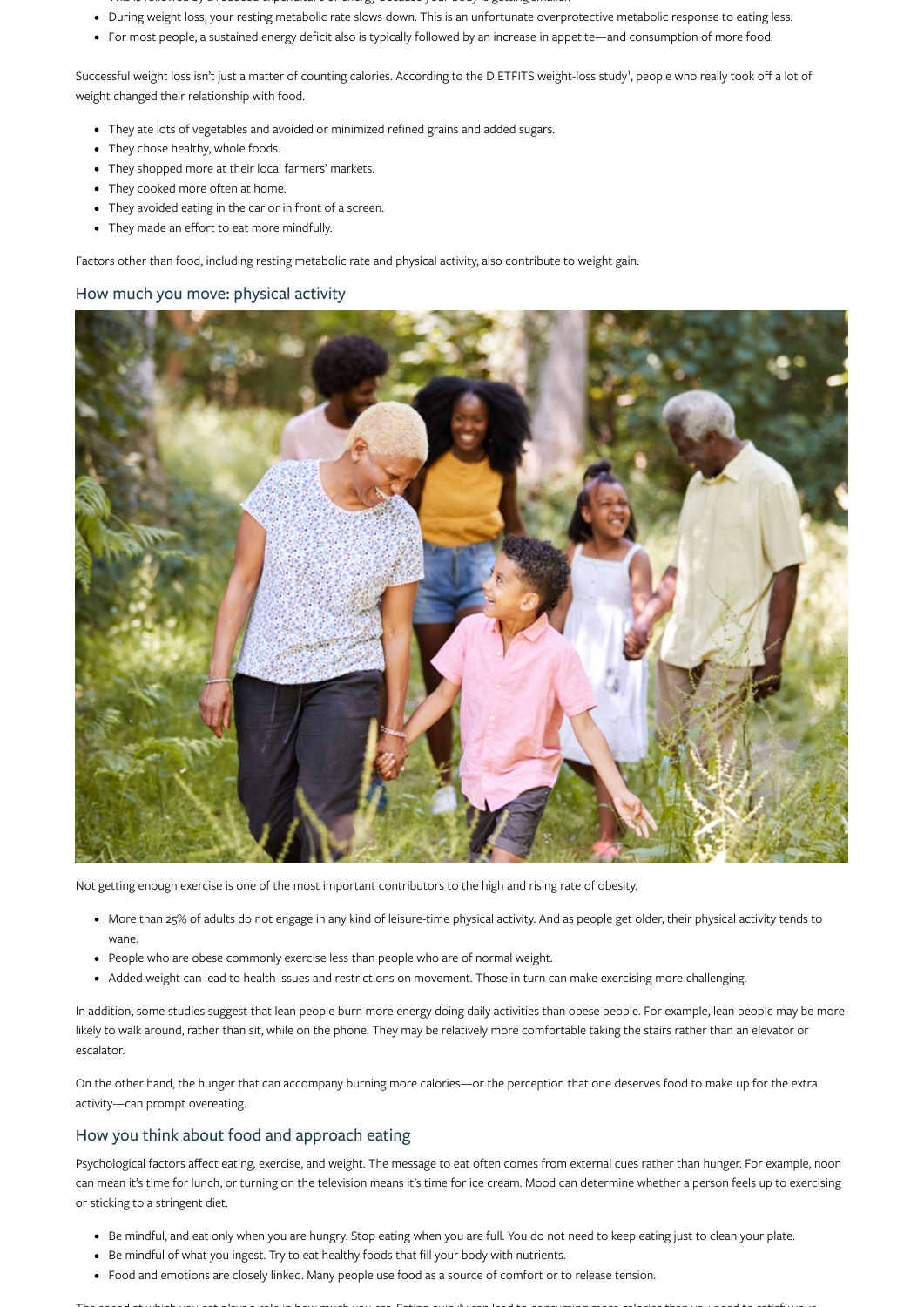- During weight loss, your resting metabolic rate slows down. This is an unfortunate overprotective metabolic response to eating less.
- For most people, a sustained energy deficit also is typically followed by an increase in appetite—and consumption of more food.

Successful weight loss isn't just a matter of counting calories. According to the DIETFITS weight-loss study[1], people who really took off a lot of weight changed their relationship with food.

- They ate lots of vegetables and avoided or minimized refined grains and added sugars.
- They chose healthy, whole foods.
- They shopped more at their local farmers' markets.
- They cooked more often at home.
- They avoided eating in the car or in front of a screen.
- They made an effort to eat more mindfully.

Factors other than food, including resting metabolic rate and physical activity, also contribute to weight gain.

## How much you move: physical activity

Not getting enough exercise is one of the most important contributors to the high and rising rate of obesity.

- More than 25% of adults do not engage in any kind of leisure-time physical activity. And as people get older, their physical activity tends to wane.
- People who are obese commonly exercise less than people who are of normal weight.
- Added weight can lead to health issues and restrictions on movement. Those in turn can make exercising more challenging.

In addition, some studies suggest that lean people burn more energy doing daily activities than obese people. For example, lean people may be more likely to walk around, rather than sit, while on the phone. They may be relatively more comfortable taking the stairs rather than an elevator or escalator.

On the other hand, the hunger that can accompany burning more calories—or the perception that one deserves food to make up for the extra activity—can prompt overeating.

## How you think about food and approach eating

Psychological factors affect eating, exercise, and weight. The message to eat often comes from external cues rather than hunger. For example, noon can mean it's time for lunch, or turning on the television means it's time for ice cream. Mood can determine whether a person feels up to exercising or sticking to a stringent diet.

- Be mindful, and eat only when you are hungry. Stop eating when you are full. You do not need to keep eating just to clean your plate.
- Be mindful of what you ingest. Try to eat healthy foods that fill your body with nutrients.
- Food and emotions are closely linked. Many people use food as a source of comfort or to release tension.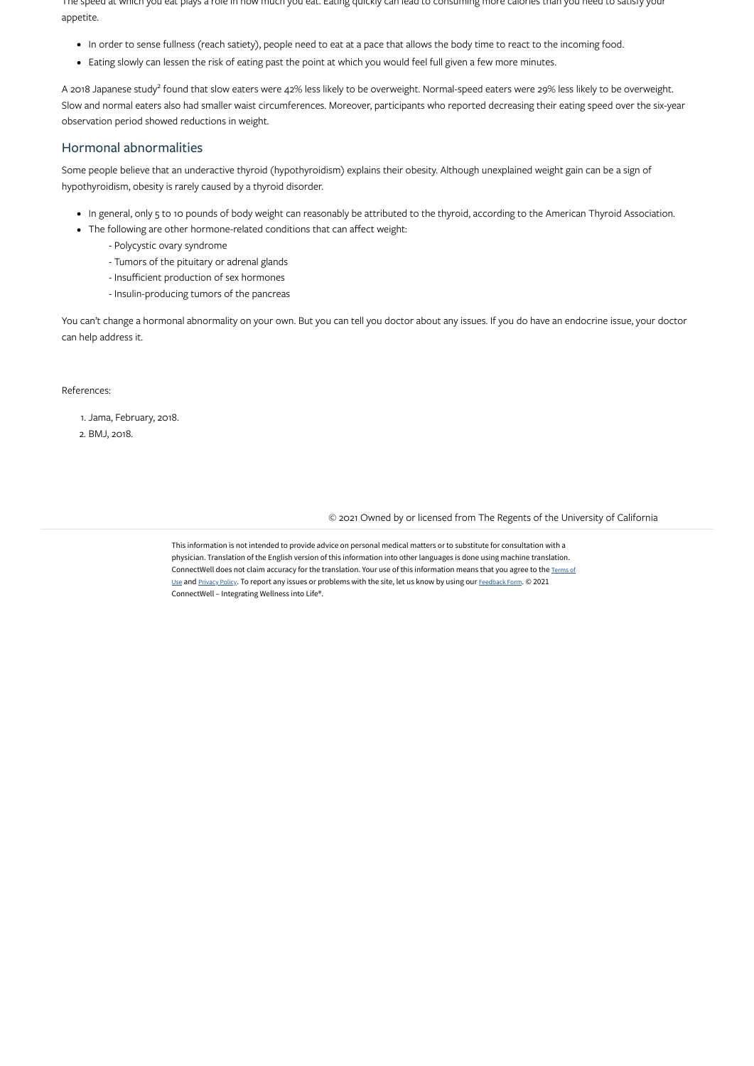The speed at which you eat plays a role in how much you eat. Eating quickly can lead to consuming more calories than you need to satisfy your appetite.

- In order to sense fullness (reach satiety), people need to eat at a pace that allows the body time to react to the incoming food.
- Eating slowly can lessen the risk of eating past the point at which you would feel full given a few more minutes.

A 2018 Japanese study[2] found that slow eaters were 42% less likely to be overweight. Normal-speed eaters were 29% less likely to be overweight. Slow and normal eaters also had smaller waist circumferences. Moreover, participants who reported decreasing their eating speed over the six-year observation period showed reductions in weight.

## Hormonal abnormalities

Some people believe that an underactive thyroid (hypothyroidism) explains their obesity. Although unexplained weight gain can be a sign of hypothyroidism, obesity is rarely caused by a thyroid disorder.

- In general, only 5 to 10 pounds of body weight can reasonably be attributed to the thyroid, according to the American Thyroid Association.
- The following are other hormone-related conditions that can affect weight:
  - Polycystic ovary syndrome
  - Tumors of the pituitary or adrenal glands
  - Insufficient production of sex hormones
  - Insulin-producing tumors of the pancreas

You can't change a hormonal abnormality on your own. But you can tell you doctor about any issues. If you do have an endocrine issue, your doctor can help address it.

References:

1. Jama, February, 2018.
2. BMJ, 2018.

© 2021 Owned by or licensed from The Regents of the University of California

This information is not intended to provide advice on personal medical matters or to substitute for consultation with a physician. Translation of the English version of this information into other languages is done using machine translation. ConnectWell does not claim accuracy for the translation. Your use of this information means that you agree to the Terms of Use and Privacy Policy. To report any issues or problems with the site, let us know by using our Feedback Form. © 2021 ConnectWell – Integrating Wellness into Life®.